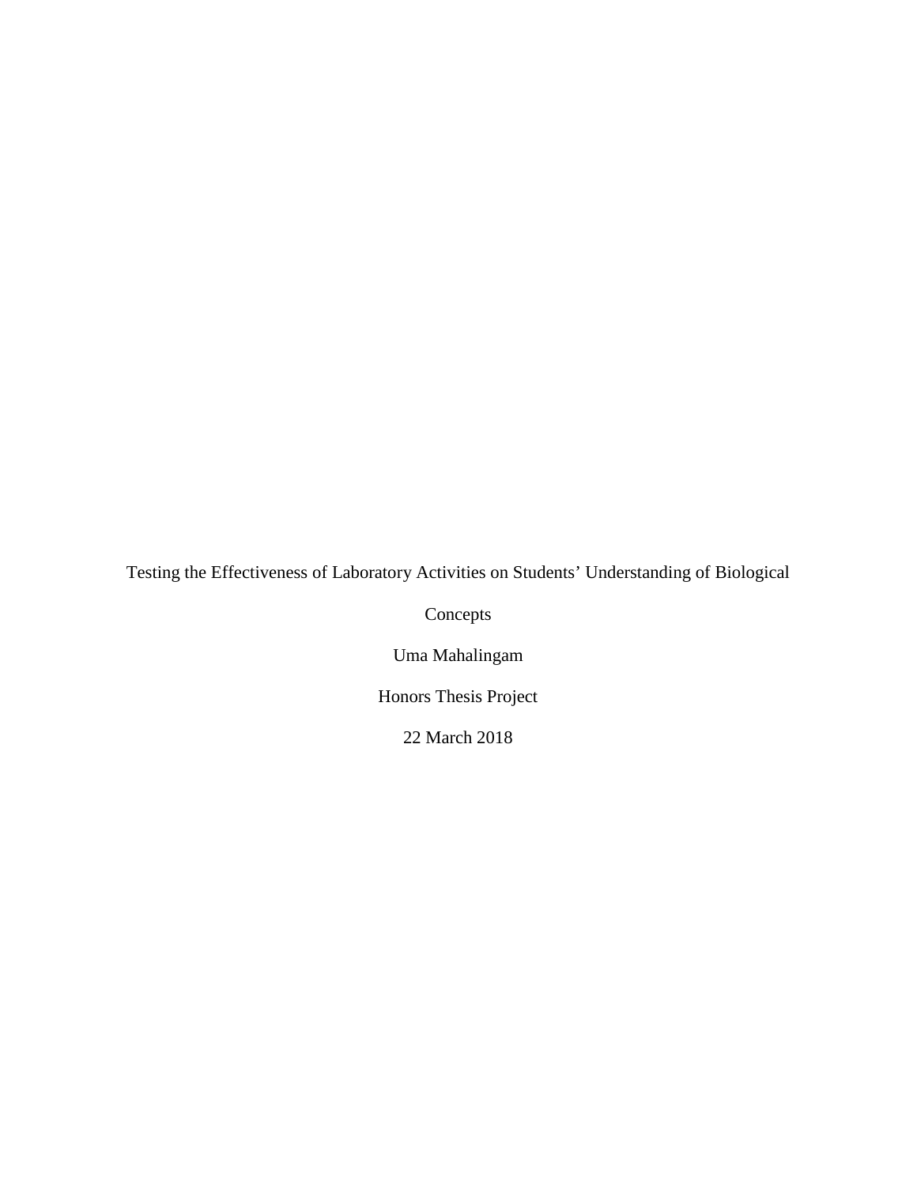# Testing the Effectiveness of Laboratory Activities on Students' Understanding of Biological Concepts

Uma Mahalingam

Honors Thesis Project

22 March 2018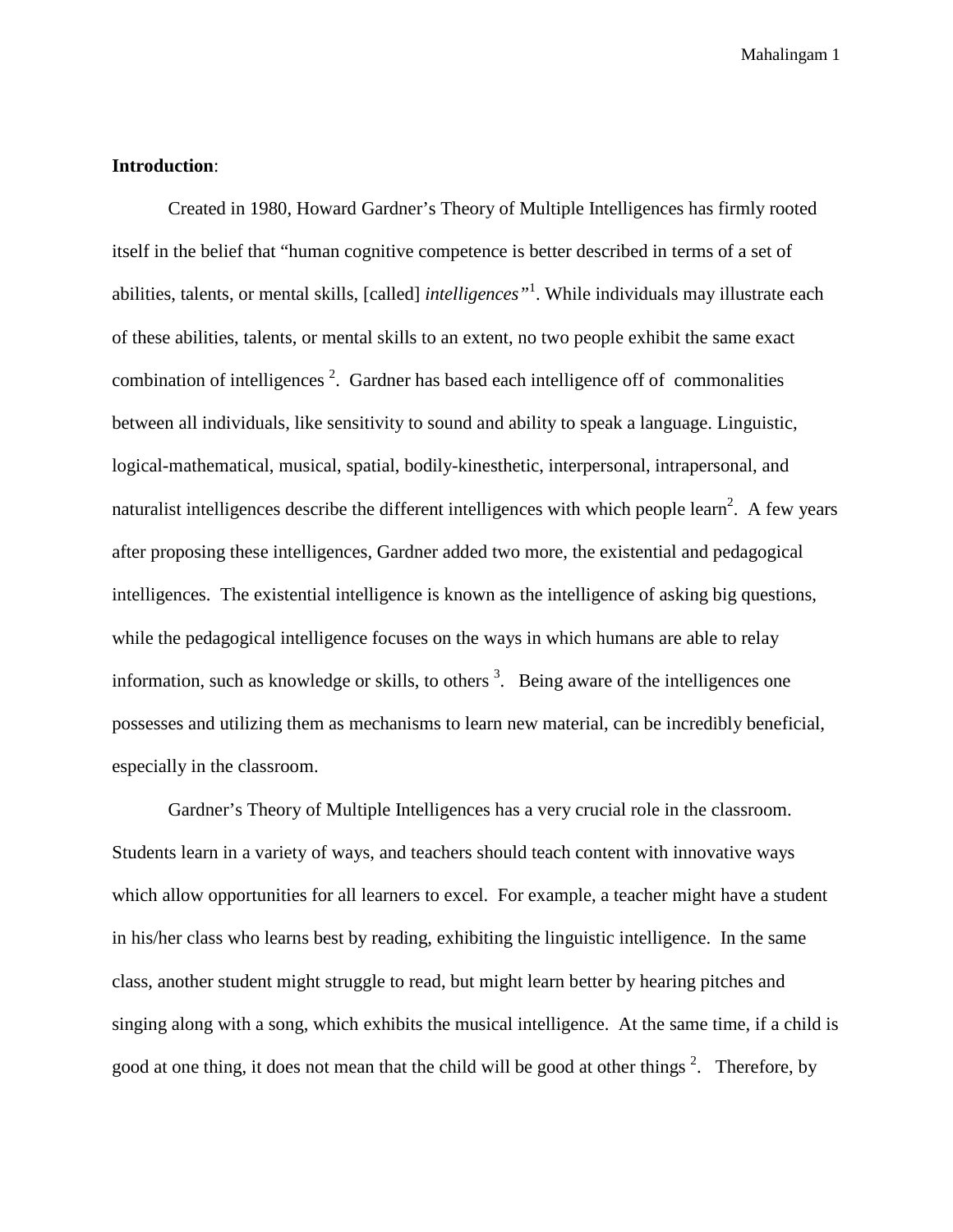**Introduction**:

Created in 1980, Howard Gardner's Theory of Multiple Intelligences has firmly rooted itself in the belief that "human cognitive competence is better described in terms of a set of abilities, talents, or mental skills, [called] *intelligences*"[1]. While individuals may illustrate each of these abilities, talents, or mental skills to an extent, no two people exhibit the same exact combination of intelligences [2]. Gardner has based each intelligence off of commonalities between all individuals, like sensitivity to sound and ability to speak a language. Linguistic, logical-mathematical, musical, spatial, bodily-kinesthetic, interpersonal, intrapersonal, and naturalist intelligences describe the different intelligences with which people learn[2]. A few years after proposing these intelligences, Gardner added two more, the existential and pedagogical intelligences. The existential intelligence is known as the intelligence of asking big questions, while the pedagogical intelligence focuses on the ways in which humans are able to relay information, such as knowledge or skills, to others [3]. Being aware of the intelligences one possesses and utilizing them as mechanisms to learn new material, can be incredibly beneficial, especially in the classroom.

Gardner's Theory of Multiple Intelligences has a very crucial role in the classroom. Students learn in a variety of ways, and teachers should teach content with innovative ways which allow opportunities for all learners to excel. For example, a teacher might have a student in his/her class who learns best by reading, exhibiting the linguistic intelligence. In the same class, another student might struggle to read, but might learn better by hearing pitches and singing along with a song, which exhibits the musical intelligence. At the same time, if a child is good at one thing, it does not mean that the child will be good at other things [2]. Therefore, by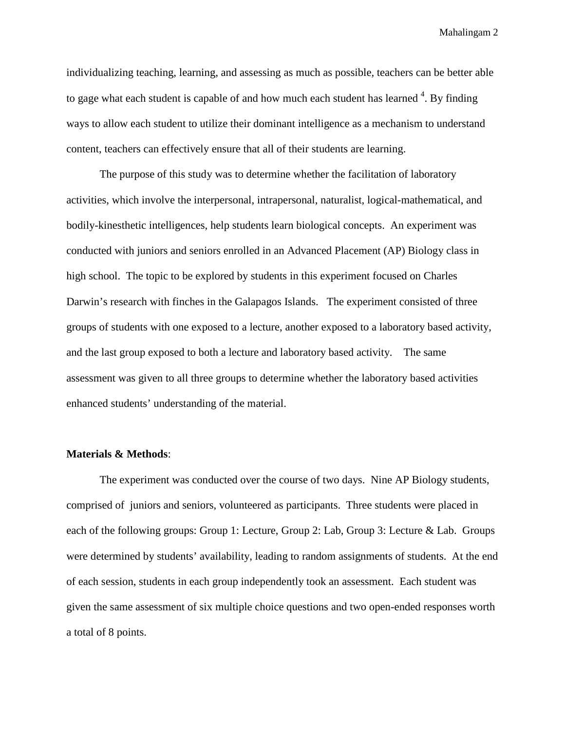individualizing teaching, learning, and assessing as much as possible, teachers can be better able to gage what each student is capable of and how much each student has learned [4]. By finding ways to allow each student to utilize their dominant intelligence as a mechanism to understand content, teachers can effectively ensure that all of their students are learning.

The purpose of this study was to determine whether the facilitation of laboratory activities, which involve the interpersonal, intrapersonal, naturalist, logical-mathematical, and bodily-kinesthetic intelligences, help students learn biological concepts. An experiment was conducted with juniors and seniors enrolled in an Advanced Placement (AP) Biology class in high school. The topic to be explored by students in this experiment focused on Charles Darwin's research with finches in the Galapagos Islands. The experiment consisted of three groups of students with one exposed to a lecture, another exposed to a laboratory based activity, and the last group exposed to both a lecture and laboratory based activity. The same assessment was given to all three groups to determine whether the laboratory based activities enhanced students' understanding of the material.

**Materials & Methods**:

The experiment was conducted over the course of two days. Nine AP Biology students, comprised of juniors and seniors, volunteered as participants. Three students were placed in each of the following groups: Group 1: Lecture, Group 2: Lab, Group 3: Lecture & Lab. Groups were determined by students' availability, leading to random assignments of students. At the end of each session, students in each group independently took an assessment. Each student was given the same assessment of six multiple choice questions and two open-ended responses worth a total of 8 points.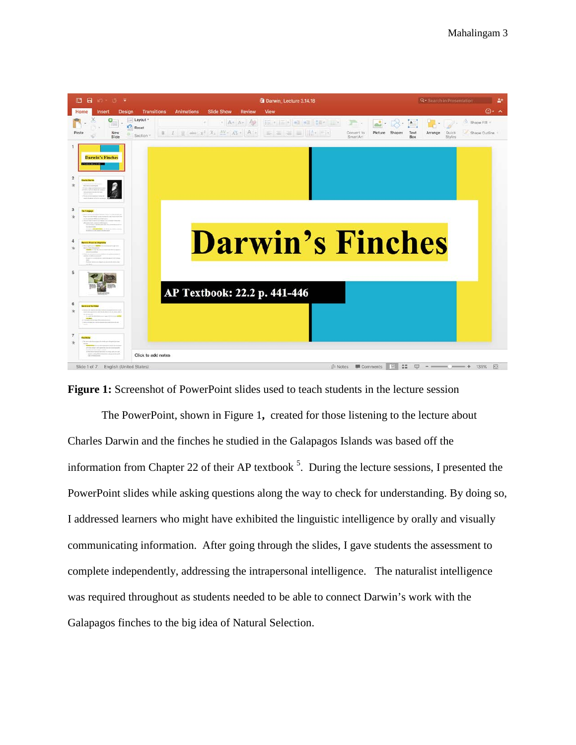**Figure 1:** Screenshot of PowerPoint slides used to teach students in the lecture session

The PowerPoint, shown in Figure 1, created for those listening to the lecture about Charles Darwin and the finches he studied in the Galapagos Islands was based off the information from Chapter 22 of their AP textbook [5]. During the lecture sessions, I presented the PowerPoint slides while asking questions along the way to check for understanding. By doing so, I addressed learners who might have exhibited the linguistic intelligence by orally and visually communicating information. After going through the slides, I gave students the assessment to complete independently, addressing the intrapersonal intelligence. The naturalist intelligence was required throughout as students needed to be able to connect Darwin's work with the Galapagos finches to the big idea of Natural Selection.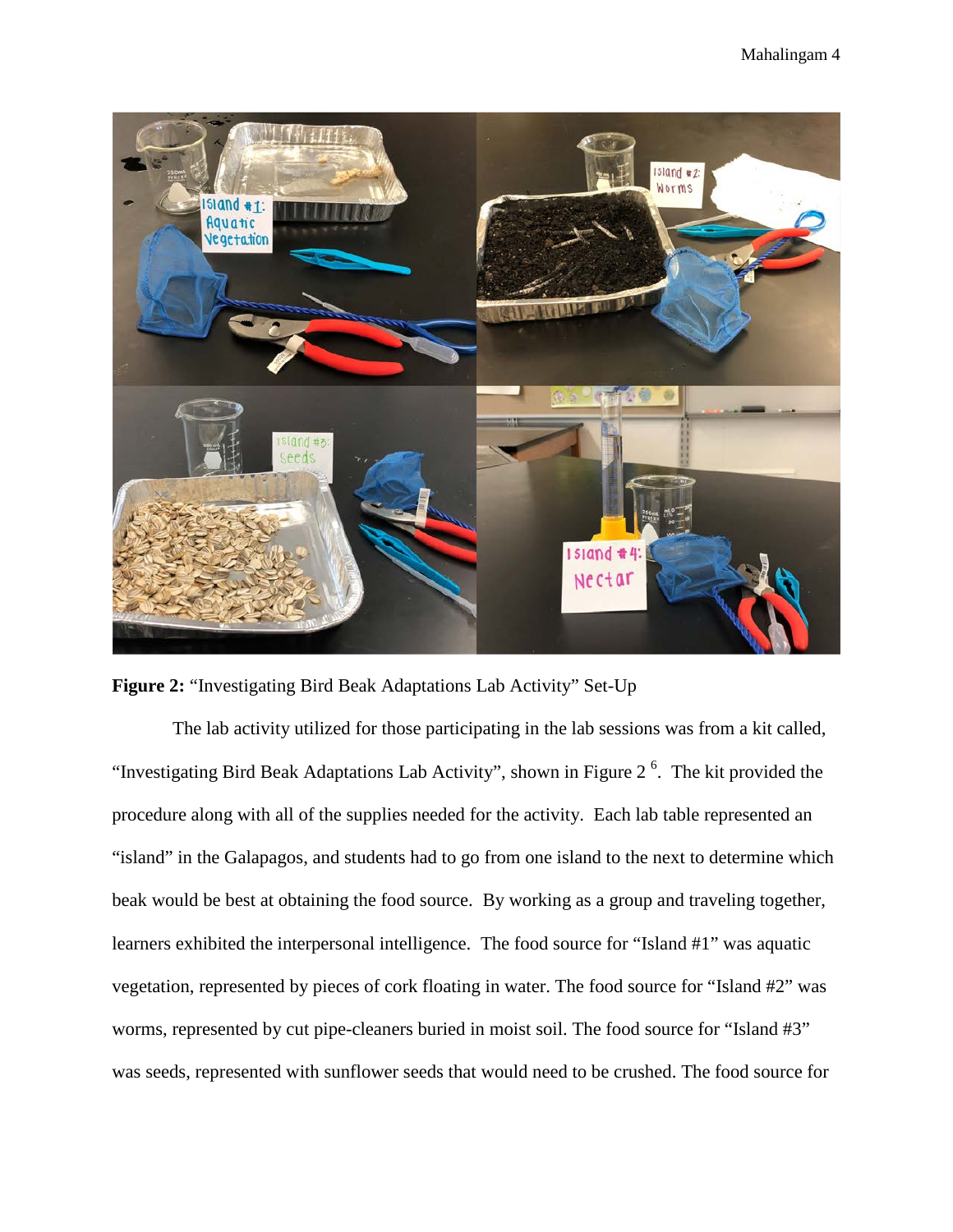**Figure 2:** "Investigating Bird Beak Adaptations Lab Activity" Set-Up

The lab activity utilized for those participating in the lab sessions was from a kit called, "Investigating Bird Beak Adaptations Lab Activity", shown in Figure 2 [6]. The kit provided the procedure along with all of the supplies needed for the activity. Each lab table represented an "island" in the Galapagos, and students had to go from one island to the next to determine which beak would be best at obtaining the food source. By working as a group and traveling together, learners exhibited the interpersonal intelligence. The food source for "Island #1" was aquatic vegetation, represented by pieces of cork floating in water. The food source for "Island #2" was worms, represented by cut pipe-cleaners buried in moist soil. The food source for "Island #3" was seeds, represented with sunflower seeds that would need to be crushed. The food source for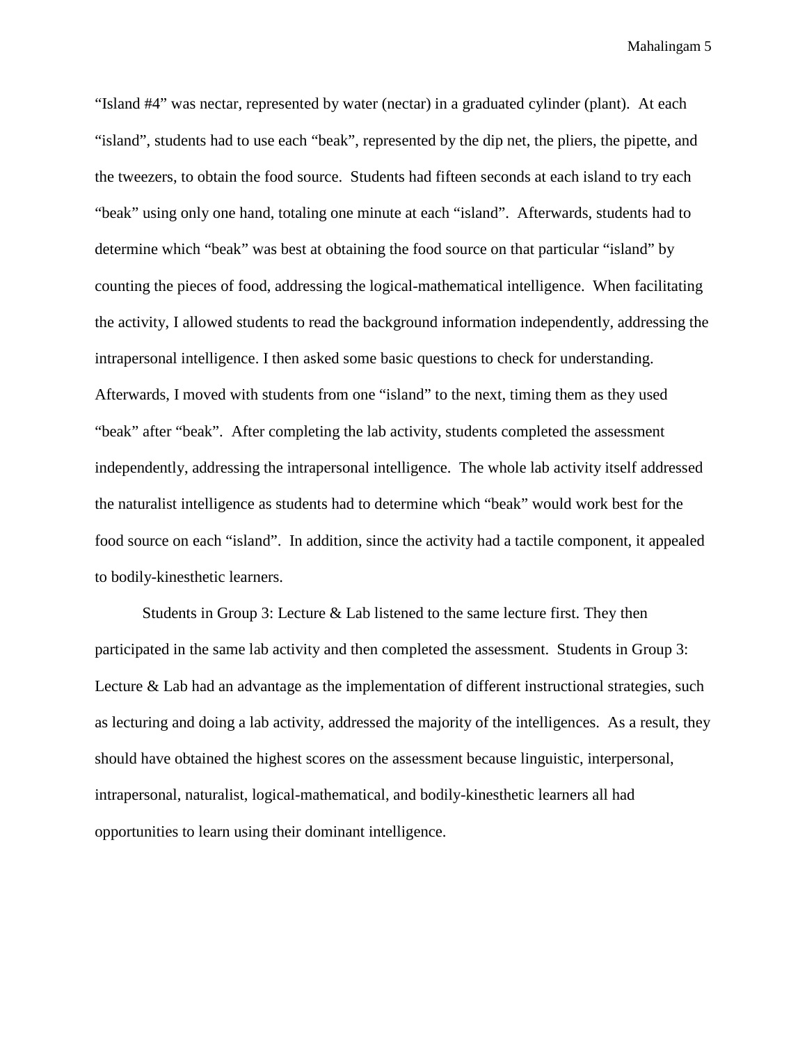"Island #4" was nectar, represented by water (nectar) in a graduated cylinder (plant). At each "island", students had to use each "beak", represented by the dip net, the pliers, the pipette, and the tweezers, to obtain the food source. Students had fifteen seconds at each island to try each "beak" using only one hand, totaling one minute at each "island". Afterwards, students had to determine which "beak" was best at obtaining the food source on that particular "island" by counting the pieces of food, addressing the logical-mathematical intelligence. When facilitating the activity, I allowed students to read the background information independently, addressing the intrapersonal intelligence. I then asked some basic questions to check for understanding. Afterwards, I moved with students from one "island" to the next, timing them as they used "beak" after "beak". After completing the lab activity, students completed the assessment independently, addressing the intrapersonal intelligence. The whole lab activity itself addressed the naturalist intelligence as students had to determine which "beak" would work best for the food source on each "island". In addition, since the activity had a tactile component, it appealed to bodily-kinesthetic learners.

Students in Group 3: Lecture & Lab listened to the same lecture first. They then participated in the same lab activity and then completed the assessment. Students in Group 3: Lecture & Lab had an advantage as the implementation of different instructional strategies, such as lecturing and doing a lab activity, addressed the majority of the intelligences. As a result, they should have obtained the highest scores on the assessment because linguistic, interpersonal, intrapersonal, naturalist, logical-mathematical, and bodily-kinesthetic learners all had opportunities to learn using their dominant intelligence.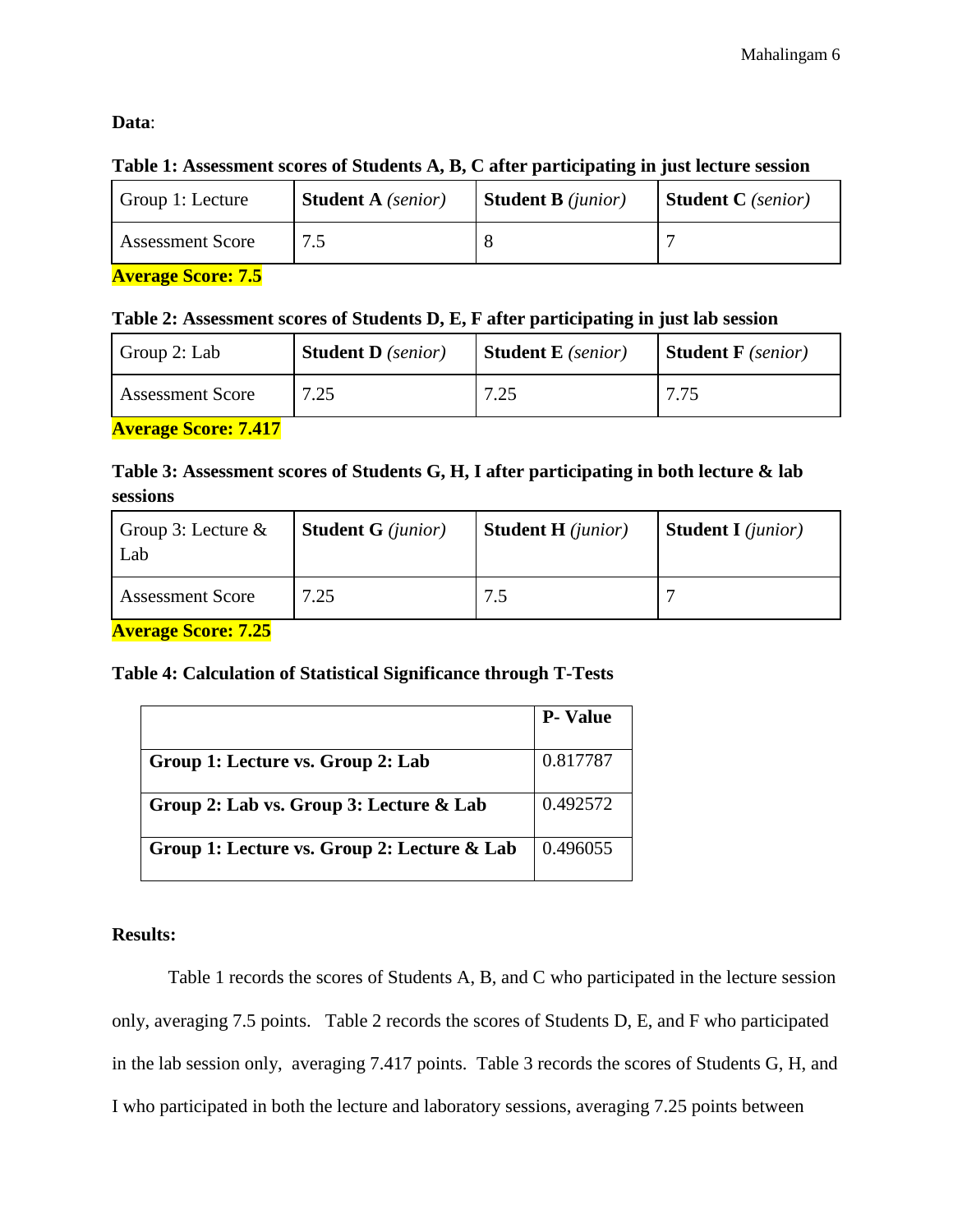**Data**:

**Table 1: Assessment scores of Students A, B, C after participating in just lecture session**

| Group 1: Lecture | **Student A** *(senior)* | **Student B** *(junior)* | **Student C** *(senior)* |
|---|---|---|---|
| Assessment Score | 7.5 | 8 | 7 |

**Average Score: 7.5**

**Table 2: Assessment scores of Students D, E, F after participating in just lab session**

| Group 2: Lab | **Student D** *(senior)* | **Student E** *(senior)* | **Student F** *(senior)* |
|---|---|---|---|
| Assessment Score | 7.25 | 7.25 | 7.75 |

**Average Score: 7.417**

**Table 3: Assessment scores of Students G, H, I after participating in both lecture & lab sessions**

| Group 3: Lecture & Lab | **Student G** *(junior)* | **Student H** *(junior)* | **Student I** *(junior)* |
|---|---|---|---|
| Assessment Score | 7.25 | 7.5 | 7 |

**Average Score: 7.25**

**Table 4: Calculation of Statistical Significance through T-Tests**

| | **P- Value** |
|---|---|
| **Group 1: Lecture vs. Group 2: Lab** | 0.817787 |
| **Group 2: Lab vs. Group 3: Lecture & Lab** | 0.492572 |
| **Group 1: Lecture vs. Group 2: Lecture & Lab** | 0.496055 |

**Results:**

Table 1 records the scores of Students A, B, and C who participated in the lecture session only, averaging 7.5 points. Table 2 records the scores of Students D, E, and F who participated in the lab session only, averaging 7.417 points. Table 3 records the scores of Students G, H, and I who participated in both the lecture and laboratory sessions, averaging 7.25 points between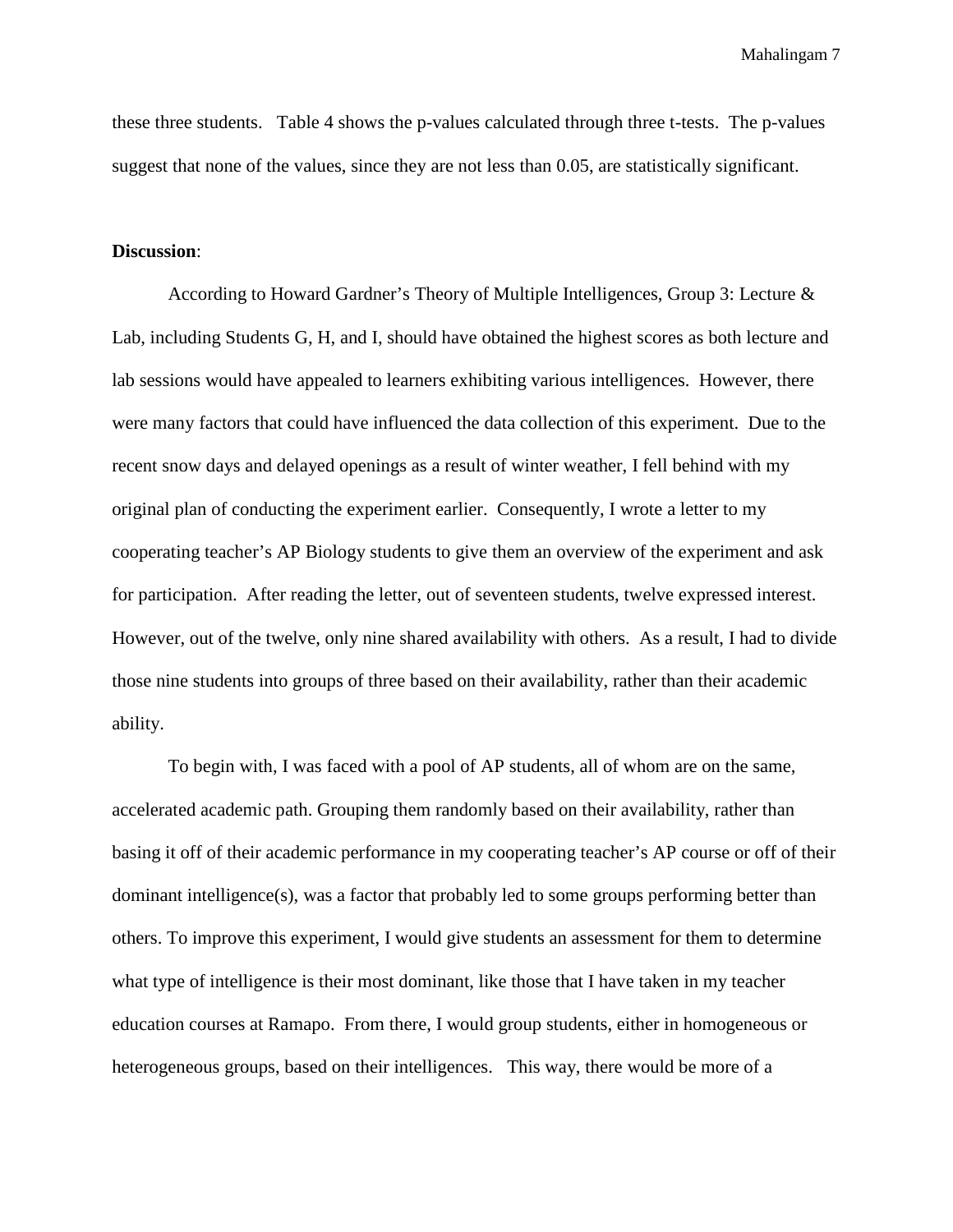these three students. Table 4 shows the p-values calculated through three t-tests. The p-values suggest that none of the values, since they are not less than 0.05, are statistically significant.

**Discussion**:

According to Howard Gardner's Theory of Multiple Intelligences, Group 3: Lecture & Lab, including Students G, H, and I, should have obtained the highest scores as both lecture and lab sessions would have appealed to learners exhibiting various intelligences. However, there were many factors that could have influenced the data collection of this experiment. Due to the recent snow days and delayed openings as a result of winter weather, I fell behind with my original plan of conducting the experiment earlier. Consequently, I wrote a letter to my cooperating teacher's AP Biology students to give them an overview of the experiment and ask for participation. After reading the letter, out of seventeen students, twelve expressed interest. However, out of the twelve, only nine shared availability with others. As a result, I had to divide those nine students into groups of three based on their availability, rather than their academic ability.

To begin with, I was faced with a pool of AP students, all of whom are on the same, accelerated academic path. Grouping them randomly based on their availability, rather than basing it off of their academic performance in my cooperating teacher's AP course or off of their dominant intelligence(s), was a factor that probably led to some groups performing better than others. To improve this experiment, I would give students an assessment for them to determine what type of intelligence is their most dominant, like those that I have taken in my teacher education courses at Ramapo. From there, I would group students, either in homogeneous or heterogeneous groups, based on their intelligences. This way, there would be more of a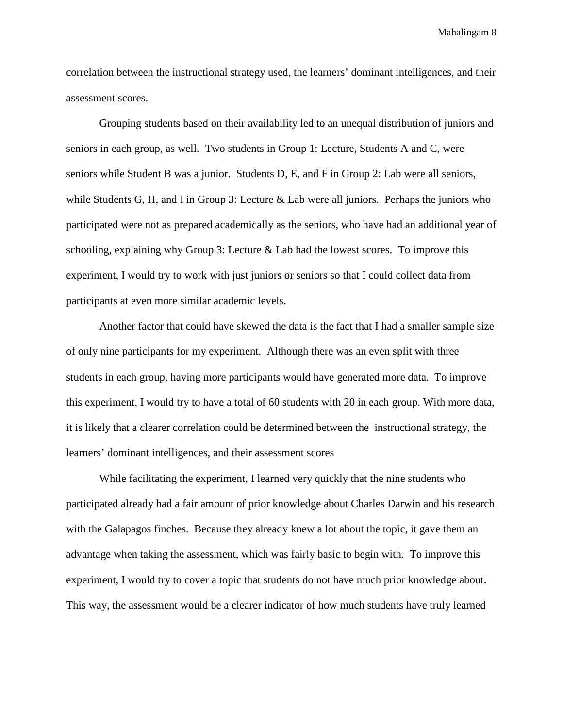correlation between the instructional strategy used, the learners' dominant intelligences, and their assessment scores.

Grouping students based on their availability led to an unequal distribution of juniors and seniors in each group, as well. Two students in Group 1: Lecture, Students A and C, were seniors while Student B was a junior. Students D, E, and F in Group 2: Lab were all seniors, while Students G, H, and I in Group 3: Lecture & Lab were all juniors. Perhaps the juniors who participated were not as prepared academically as the seniors, who have had an additional year of schooling, explaining why Group 3: Lecture & Lab had the lowest scores. To improve this experiment, I would try to work with just juniors or seniors so that I could collect data from participants at even more similar academic levels.

Another factor that could have skewed the data is the fact that I had a smaller sample size of only nine participants for my experiment. Although there was an even split with three students in each group, having more participants would have generated more data. To improve this experiment, I would try to have a total of 60 students with 20 in each group. With more data, it is likely that a clearer correlation could be determined between the instructional strategy, the learners' dominant intelligences, and their assessment scores

While facilitating the experiment, I learned very quickly that the nine students who participated already had a fair amount of prior knowledge about Charles Darwin and his research with the Galapagos finches. Because they already knew a lot about the topic, it gave them an advantage when taking the assessment, which was fairly basic to begin with. To improve this experiment, I would try to cover a topic that students do not have much prior knowledge about. This way, the assessment would be a clearer indicator of how much students have truly learned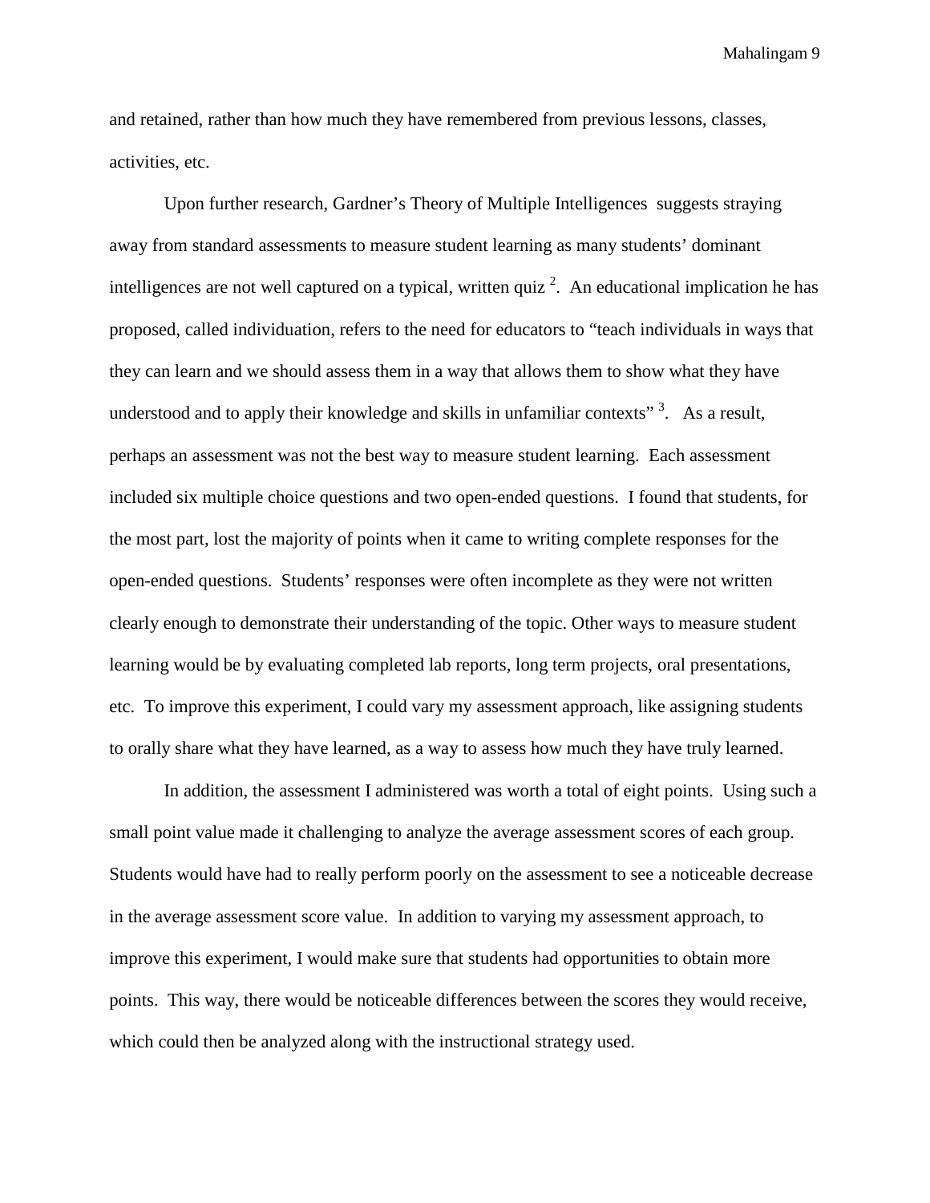and retained, rather than how much they have remembered from previous lessons, classes, activities, etc.

Upon further research, Gardner's Theory of Multiple Intelligences suggests straying away from standard assessments to measure student learning as many students' dominant intelligences are not well captured on a typical, written quiz [2]. An educational implication he has proposed, called individuation, refers to the need for educators to "teach individuals in ways that they can learn and we should assess them in a way that allows them to show what they have understood and to apply their knowledge and skills in unfamiliar contexts" [3]. As a result, perhaps an assessment was not the best way to measure student learning. Each assessment included six multiple choice questions and two open-ended questions. I found that students, for the most part, lost the majority of points when it came to writing complete responses for the open-ended questions. Students' responses were often incomplete as they were not written clearly enough to demonstrate their understanding of the topic. Other ways to measure student learning would be by evaluating completed lab reports, long term projects, oral presentations, etc. To improve this experiment, I could vary my assessment approach, like assigning students to orally share what they have learned, as a way to assess how much they have truly learned.

In addition, the assessment I administered was worth a total of eight points. Using such a small point value made it challenging to analyze the average assessment scores of each group. Students would have had to really perform poorly on the assessment to see a noticeable decrease in the average assessment score value. In addition to varying my assessment approach, to improve this experiment, I would make sure that students had opportunities to obtain more points. This way, there would be noticeable differences between the scores they would receive, which could then be analyzed along with the instructional strategy used.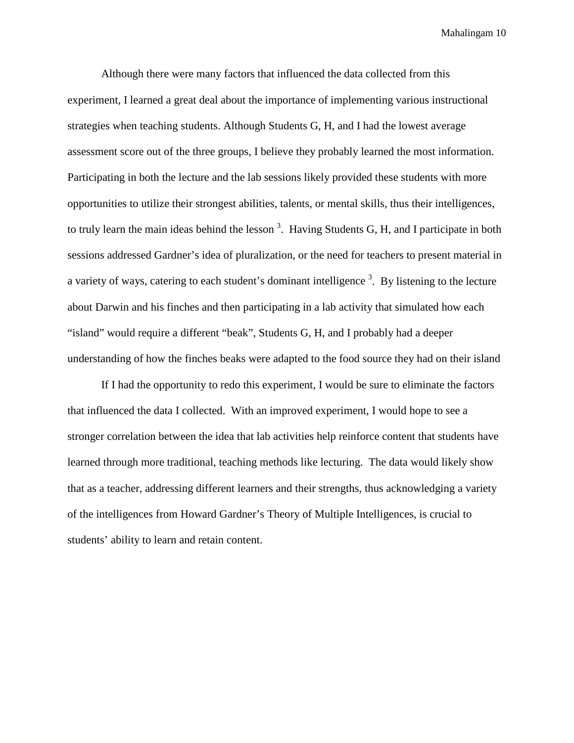Although there were many factors that influenced the data collected from this experiment, I learned a great deal about the importance of implementing various instructional strategies when teaching students. Although Students G, H, and I had the lowest average assessment score out of the three groups, I believe they probably learned the most information. Participating in both the lecture and the lab sessions likely provided these students with more opportunities to utilize their strongest abilities, talents, or mental skills, thus their intelligences, to truly learn the main ideas behind the lesson [3]. Having Students G, H, and I participate in both sessions addressed Gardner's idea of pluralization, or the need for teachers to present material in a variety of ways, catering to each student's dominant intelligence [3]. By listening to the lecture about Darwin and his finches and then participating in a lab activity that simulated how each "island" would require a different "beak", Students G, H, and I probably had a deeper understanding of how the finches beaks were adapted to the food source they had on their island

If I had the opportunity to redo this experiment, I would be sure to eliminate the factors that influenced the data I collected. With an improved experiment, I would hope to see a stronger correlation between the idea that lab activities help reinforce content that students have learned through more traditional, teaching methods like lecturing. The data would likely show that as a teacher, addressing different learners and their strengths, thus acknowledging a variety of the intelligences from Howard Gardner's Theory of Multiple Intelligences, is crucial to students' ability to learn and retain content.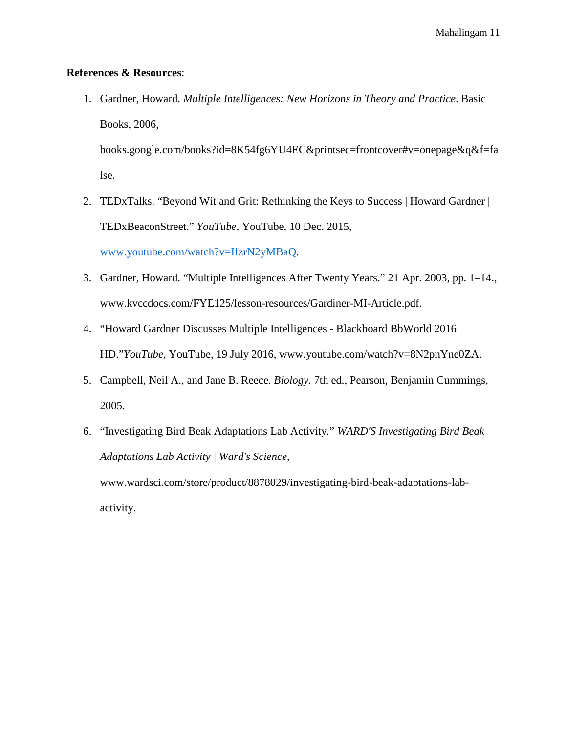**References & Resources**:

1. Gardner, Howard. *Multiple Intelligences: New Horizons in Theory and Practice*. Basic Books, 2006, books.google.com/books?id=8K54fg6YU4EC&printsec=frontcover#v=onepage&q&f=false.
2. TEDxTalks. "Beyond Wit and Grit: Rethinking the Keys to Success | Howard Gardner | TEDxBeaconStreet." *YouTube*, YouTube, 10 Dec. 2015, www.youtube.com/watch?v=IfzrN2yMBaQ.
3. Gardner, Howard. "Multiple Intelligences After Twenty Years." 21 Apr. 2003, pp. 1–14., www.kvccdocs.com/FYE125/lesson-resources/Gardiner-MI-Article.pdf.
4. "Howard Gardner Discusses Multiple Intelligences - Blackboard BbWorld 2016 HD."*YouTube*, YouTube, 19 July 2016, www.youtube.com/watch?v=8N2pnYne0ZA.
5. Campbell, Neil A., and Jane B. Reece. *Biology*. 7th ed., Pearson, Benjamin Cummings, 2005.
6. "Investigating Bird Beak Adaptations Lab Activity." *WARD'S Investigating Bird Beak Adaptations Lab Activity | Ward's Science*, www.wardsci.com/store/product/8878029/investigating-bird-beak-adaptations-lab-activity.